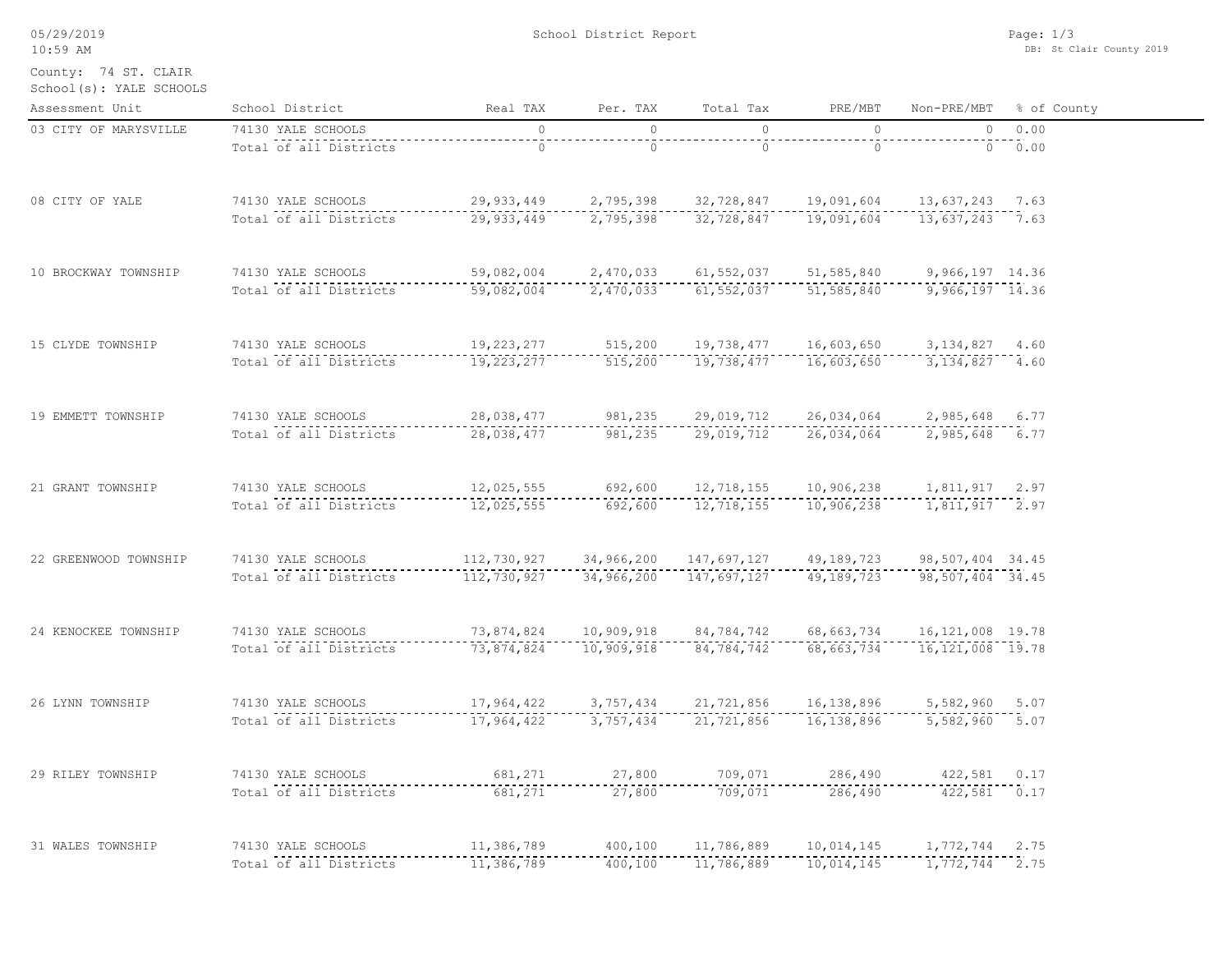05/29/2019
10:59 AM

School District Report

DB: St Clair County 2019

County: 74 ST. CLAIR
School(s): YALE SCHOOLS

| Assessment Unit | School District | Real TAX | Per. TAX | Total Tax | PRE/MBT | Non-PRE/MBT | % of County |
|---|---|---|---|---|---|---|---|
| 03 CITY OF MARYSVILLE | 74130 YALE SCHOOLS | 0 | 0 | 0 | 0 | 0 | 0.00 |
| | Total of all Districts | 0 | 0 | 0 | 0 | 0 | 0.00 |
| 08 CITY OF YALE | 74130 YALE SCHOOLS | 29,933,449 | 2,795,398 | 32,728,847 | 19,091,604 | 13,637,243 | 7.63 |
| | Total of all Districts | 29,933,449 | 2,795,398 | 32,728,847 | 19,091,604 | 13,637,243 | 7.63 |
| 10 BROCKWAY TOWNSHIP | 74130 YALE SCHOOLS | 59,082,004 | 2,470,033 | 61,552,037 | 51,585,840 | 9,966,197 | 14.36 |
| | Total of all Districts | 59,082,004 | 2,470,033 | 61,552,037 | 51,585,840 | 9,966,197 | 14.36 |
| 15 CLYDE TOWNSHIP | 74130 YALE SCHOOLS | 19,223,277 | 515,200 | 19,738,477 | 16,603,650 | 3,134,827 | 4.60 |
| | Total of all Districts | 19,223,277 | 515,200 | 19,738,477 | 16,603,650 | 3,134,827 | 4.60 |
| 19 EMMETT TOWNSHIP | 74130 YALE SCHOOLS | 28,038,477 | 981,235 | 29,019,712 | 26,034,064 | 2,985,648 | 6.77 |
| | Total of all Districts | 28,038,477 | 981,235 | 29,019,712 | 26,034,064 | 2,985,648 | 6.77 |
| 21 GRANT TOWNSHIP | 74130 YALE SCHOOLS | 12,025,555 | 692,600 | 12,718,155 | 10,906,238 | 1,811,917 | 2.97 |
| | Total of all Districts | 12,025,555 | 692,600 | 12,718,155 | 10,906,238 | 1,811,917 | 2.97 |
| 22 GREENWOOD TOWNSHIP | 74130 YALE SCHOOLS | 112,730,927 | 34,966,200 | 147,697,127 | 49,189,723 | 98,507,404 | 34.45 |
| | Total of all Districts | 112,730,927 | 34,966,200 | 147,697,127 | 49,189,723 | 98,507,404 | 34.45 |
| 24 KENOCKEE TOWNSHIP | 74130 YALE SCHOOLS | 73,874,824 | 10,909,918 | 84,784,742 | 68,663,734 | 16,121,008 | 19.78 |
| | Total of all Districts | 73,874,824 | 10,909,918 | 84,784,742 | 68,663,734 | 16,121,008 | 19.78 |
| 26 LYNN TOWNSHIP | 74130 YALE SCHOOLS | 17,964,422 | 3,757,434 | 21,721,856 | 16,138,896 | 5,582,960 | 5.07 |
| | Total of all Districts | 17,964,422 | 3,757,434 | 21,721,856 | 16,138,896 | 5,582,960 | 5.07 |
| 29 RILEY TOWNSHIP | 74130 YALE SCHOOLS | 681,271 | 27,800 | 709,071 | 286,490 | 422,581 | 0.17 |
| | Total of all Districts | 681,271 | 27,800 | 709,071 | 286,490 | 422,581 | 0.17 |
| 31 WALES TOWNSHIP | 74130 YALE SCHOOLS | 11,386,789 | 400,100 | 11,786,889 | 10,014,145 | 1,772,744 | 2.75 |
| | Total of all Districts | 11,386,789 | 400,100 | 11,786,889 | 10,014,145 | 1,772,744 | 2.75 |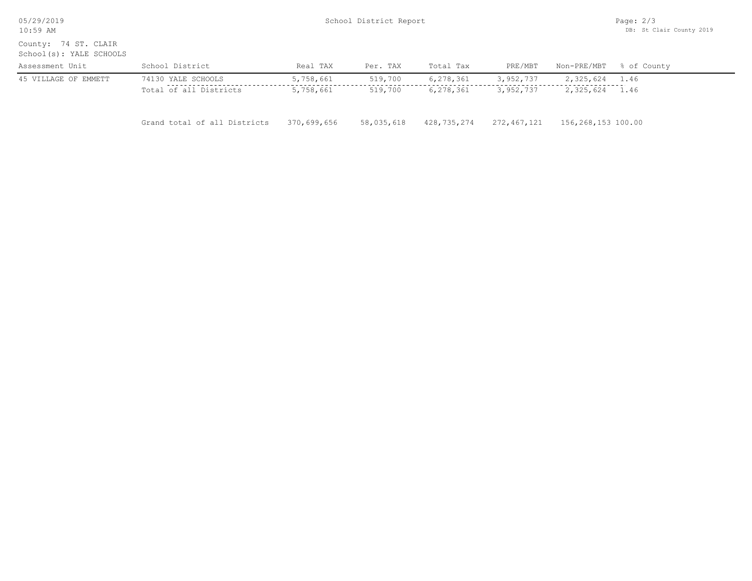County: 74 ST. CLAIR
School(s): YALE SCHOOLS

| Assessment Unit | School District | Real TAX | Per. TAX | Total Tax | PRE/MBT | Non-PRE/MBT | % of County |
|---|---|---|---|---|---|---|---|
| 45 VILLAGE OF EMMETT | 74130 YALE SCHOOLS | 5,758,661 | 519,700 | 6,278,361 | 3,952,737 | 2,325,624 | 1.46 |
| | Total of all Districts | 5,758,661 | 519,700 | 6,278,361 | 3,952,737 | 2,325,624 | 1.46 |
| | Grand total of all Districts | 370,699,656 | 58,035,618 | 428,735,274 | 272,467,121 | 156,268,153 | 100.00 |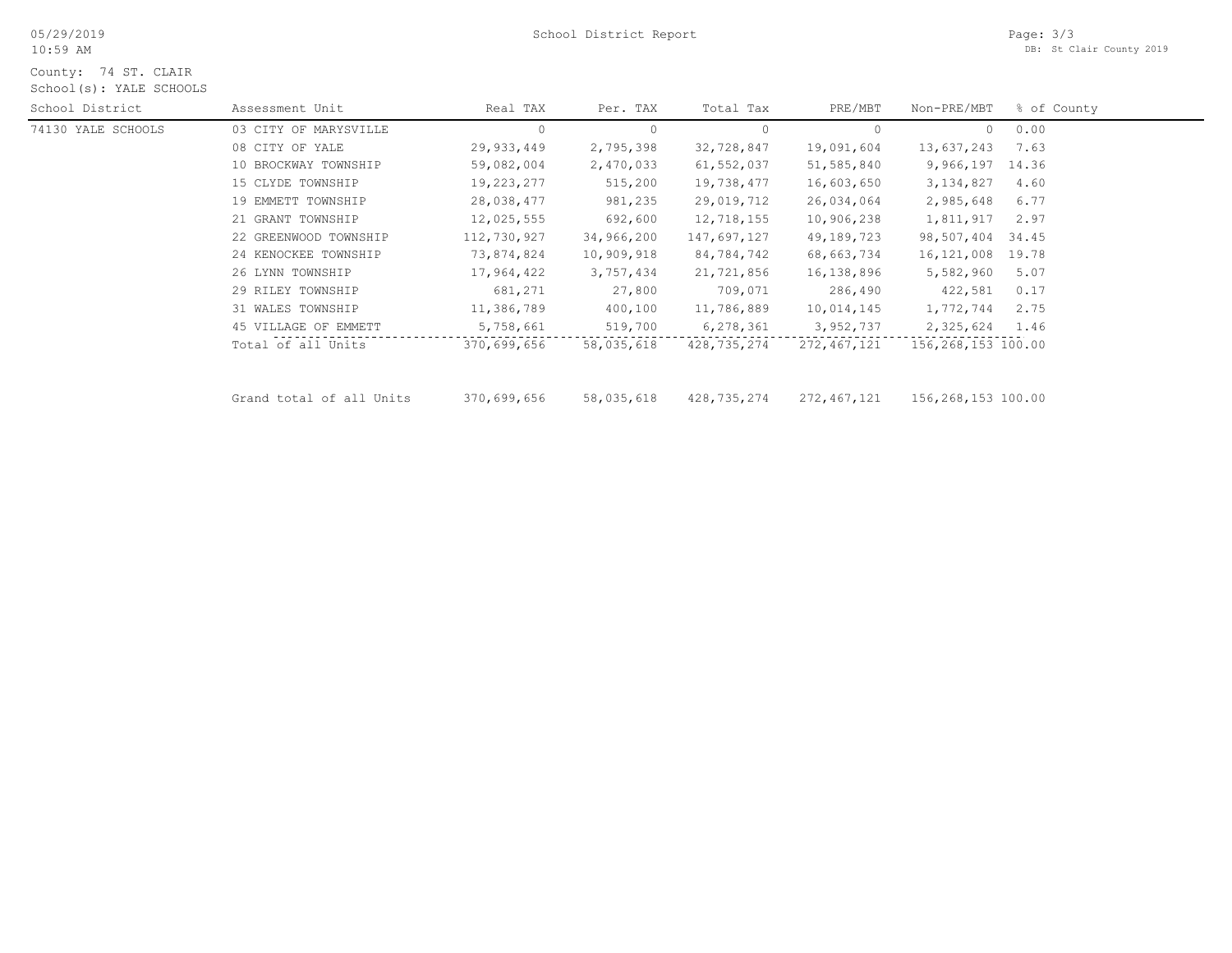County: 74 ST. CLAIR
School(s): YALE SCHOOLS

| School District | Assessment Unit | Real TAX | Per. TAX | Total Tax | PRE/MBT | Non-PRE/MBT | % of County |
|---|---|---|---|---|---|---|---|
| 74130 YALE SCHOOLS | 03 CITY OF MARYSVILLE | 0 | 0 | 0 | 0 | 0 | 0.00 |
| | 08 CITY OF YALE | 29,933,449 | 2,795,398 | 32,728,847 | 19,091,604 | 13,637,243 | 7.63 |
| | 10 BROCKWAY TOWNSHIP | 59,082,004 | 2,470,033 | 61,552,037 | 51,585,840 | 9,966,197 | 14.36 |
| | 15 CLYDE TOWNSHIP | 19,223,277 | 515,200 | 19,738,477 | 16,603,650 | 3,134,827 | 4.60 |
| | 19 EMMETT TOWNSHIP | 28,038,477 | 981,235 | 29,019,712 | 26,034,064 | 2,985,648 | 6.77 |
| | 21 GRANT TOWNSHIP | 12,025,555 | 692,600 | 12,718,155 | 10,906,238 | 1,811,917 | 2.97 |
| | 22 GREENWOOD TOWNSHIP | 112,730,927 | 34,966,200 | 147,697,127 | 49,189,723 | 98,507,404 | 34.45 |
| | 24 KENOCKEE TOWNSHIP | 73,874,824 | 10,909,918 | 84,784,742 | 68,663,734 | 16,121,008 | 19.78 |
| | 26 LYNN TOWNSHIP | 17,964,422 | 3,757,434 | 21,721,856 | 16,138,896 | 5,582,960 | 5.07 |
| | 29 RILEY TOWNSHIP | 681,271 | 27,800 | 709,071 | 286,490 | 422,581 | 0.17 |
| | 31 WALES TOWNSHIP | 11,386,789 | 400,100 | 11,786,889 | 10,014,145 | 1,772,744 | 2.75 |
| | 45 VILLAGE OF EMMETT | 5,758,661 | 519,700 | 6,278,361 | 3,952,737 | 2,325,624 | 1.46 |
| | Total of all Units | 370,699,656 | 58,035,618 | 428,735,274 | 272,467,121 | 156,268,153 | 100.00 |
| | | | | | | | |
| | Grand total of all Units | 370,699,656 | 58,035,618 | 428,735,274 | 272,467,121 | 156,268,153 | 100.00 |